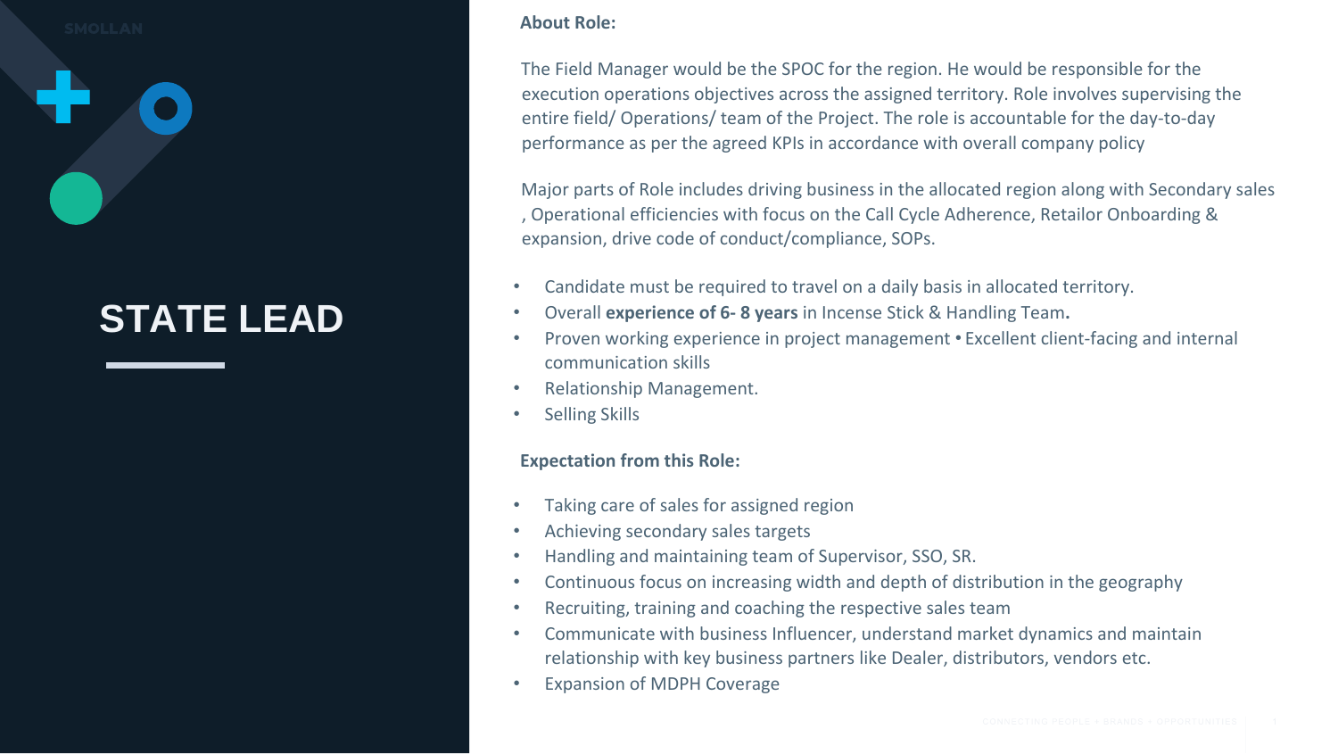# STATE LEAD

**About Role:**

The Field Manager would be the SPOC for the region. He would be responsible for the execution operations objectives across the assigned territory. Role involves supervising the entire field/ Operations/ team of the Project. The role is accountable for the day-to-day performance as per the agreed KPIs in accordance with overall company policy

Major parts of Role includes driving business in the allocated region along with Secondary sales , Operational efficiencies with focus on the Call Cycle Adherence, Retailor Onboarding & expansion, drive code of conduct/compliance, SOPs.

- Candidate must be required to travel on a daily basis in allocated territory.
- Overall **experience of 6- 8 years** in Incense Stick & Handling Team**.**
- Proven working experience in project management • Excellent client-facing and internal communication skills
- Relationship Management.
- Selling Skills

**Expectation from this Role:**

- Taking care of sales for assigned region
- Achieving secondary sales targets
- Handling and maintaining team of Supervisor, SSO, SR.
- Continuous focus on increasing width and depth of distribution in the geography
- Recruiting, training and coaching the respective sales team
- Communicate with business Influencer, understand market dynamics and maintain relationship with key business partners like Dealer, distributors, vendors etc.
- Expansion of MDPH Coverage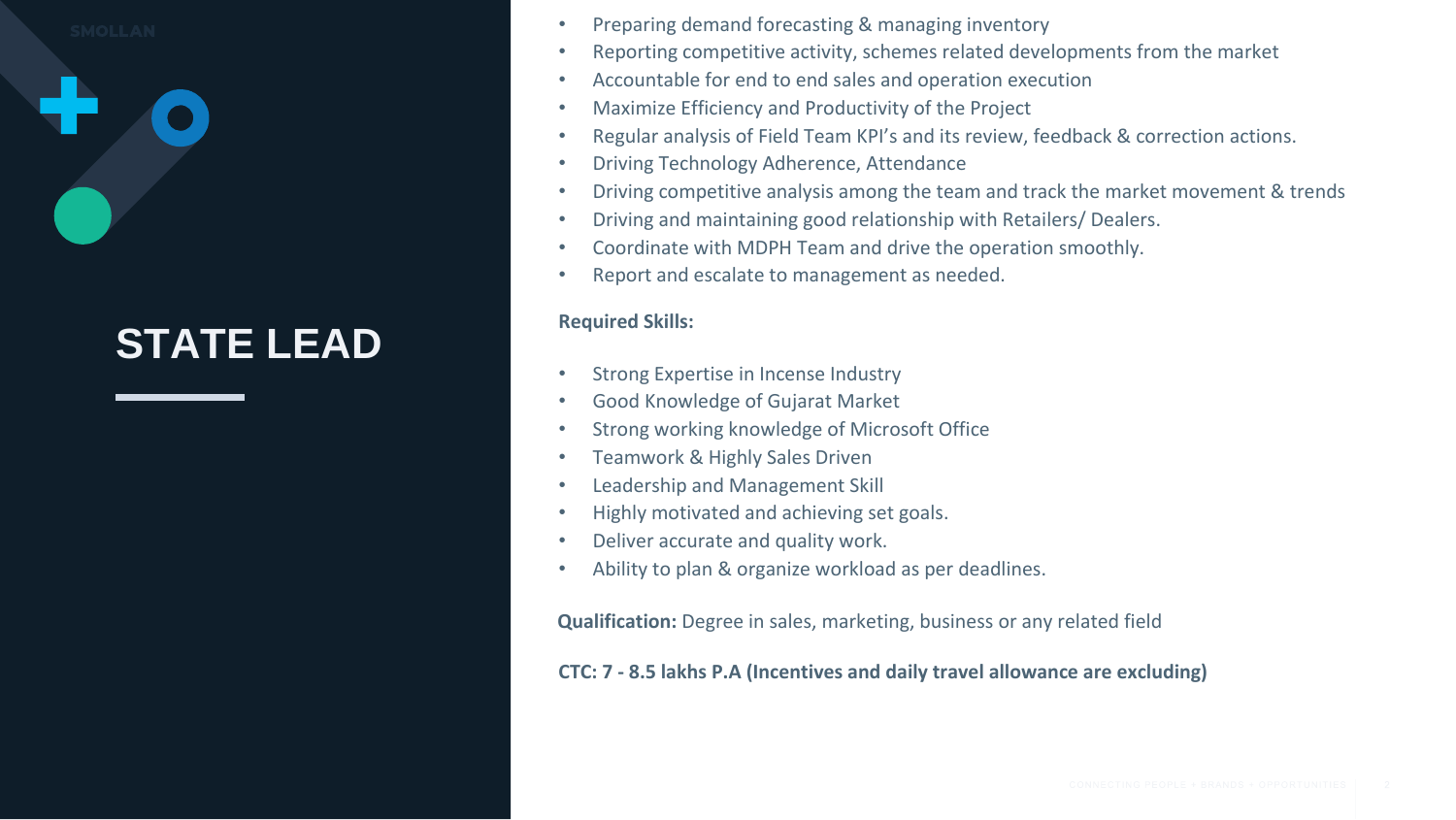# STATE LEAD

- Preparing demand forecasting & managing inventory
- Reporting competitive activity, schemes related developments from the market
- Accountable for end to end sales and operation execution
- Maximize Efficiency and Productivity of the Project
- Regular analysis of Field Team KPI's and its review, feedback & correction actions.
- Driving Technology Adherence, Attendance
- Driving competitive analysis among the team and track the market movement & trends
- Driving and maintaining good relationship with Retailers/ Dealers.
- Coordinate with MDPH Team and drive the operation smoothly.
- Report and escalate to management as needed.

**Required Skills:**

- Strong Expertise in Incense Industry
- Good Knowledge of Gujarat Market
- Strong working knowledge of Microsoft Office
- Teamwork & Highly Sales Driven
- Leadership and Management Skill
- Highly motivated and achieving set goals.
- Deliver accurate and quality work.
- Ability to plan & organize workload as per deadlines.

**Qualification:** Degree in sales, marketing, business or any related field

**CTC: 7 - 8.5 lakhs P.A (Incentives and daily travel allowance are excluding)**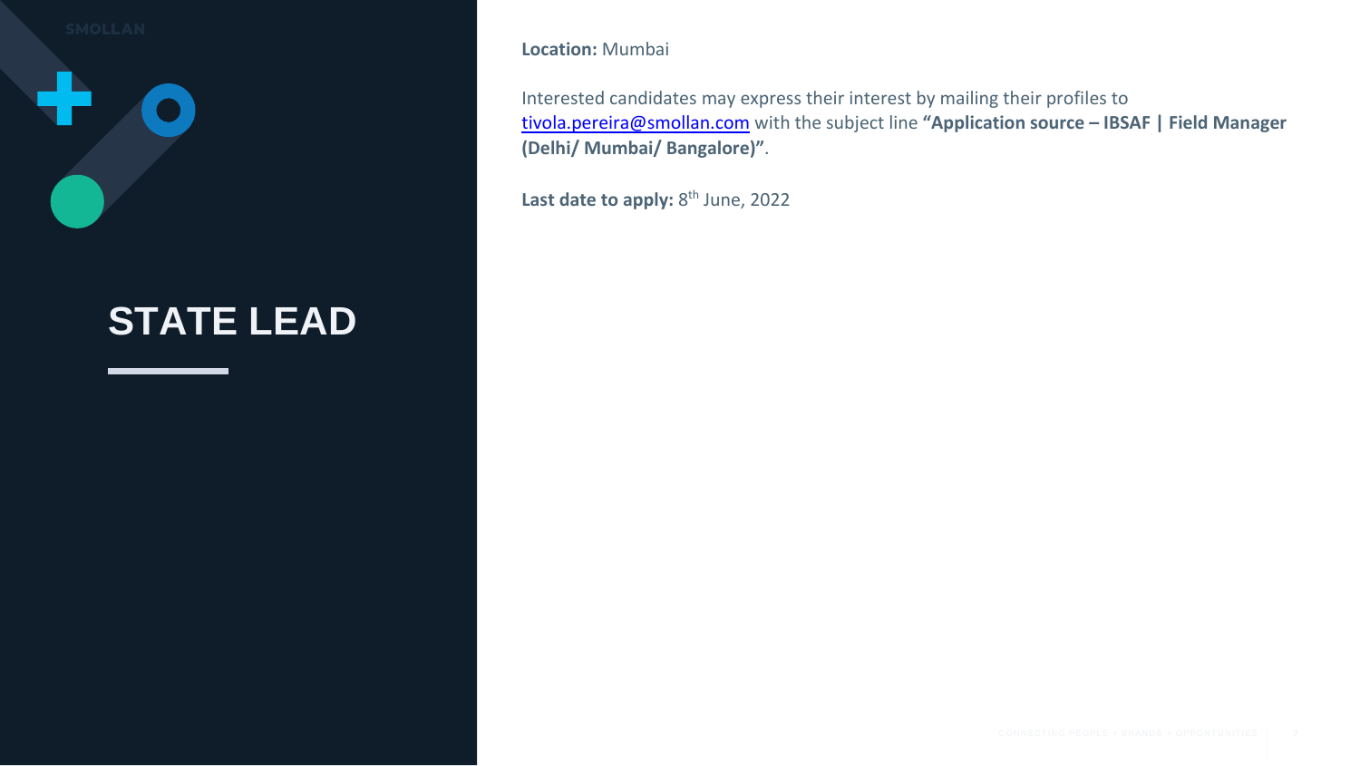# STATE LEAD

**Location:** Mumbai

Interested candidates may express their interest by mailing their profiles to tivola.pereira@smollan.com with the subject line **"Application source – IBSAF | Field Manager (Delhi/ Mumbai/ Bangalore)"**.

**Last date to apply:** 8th June, 2022